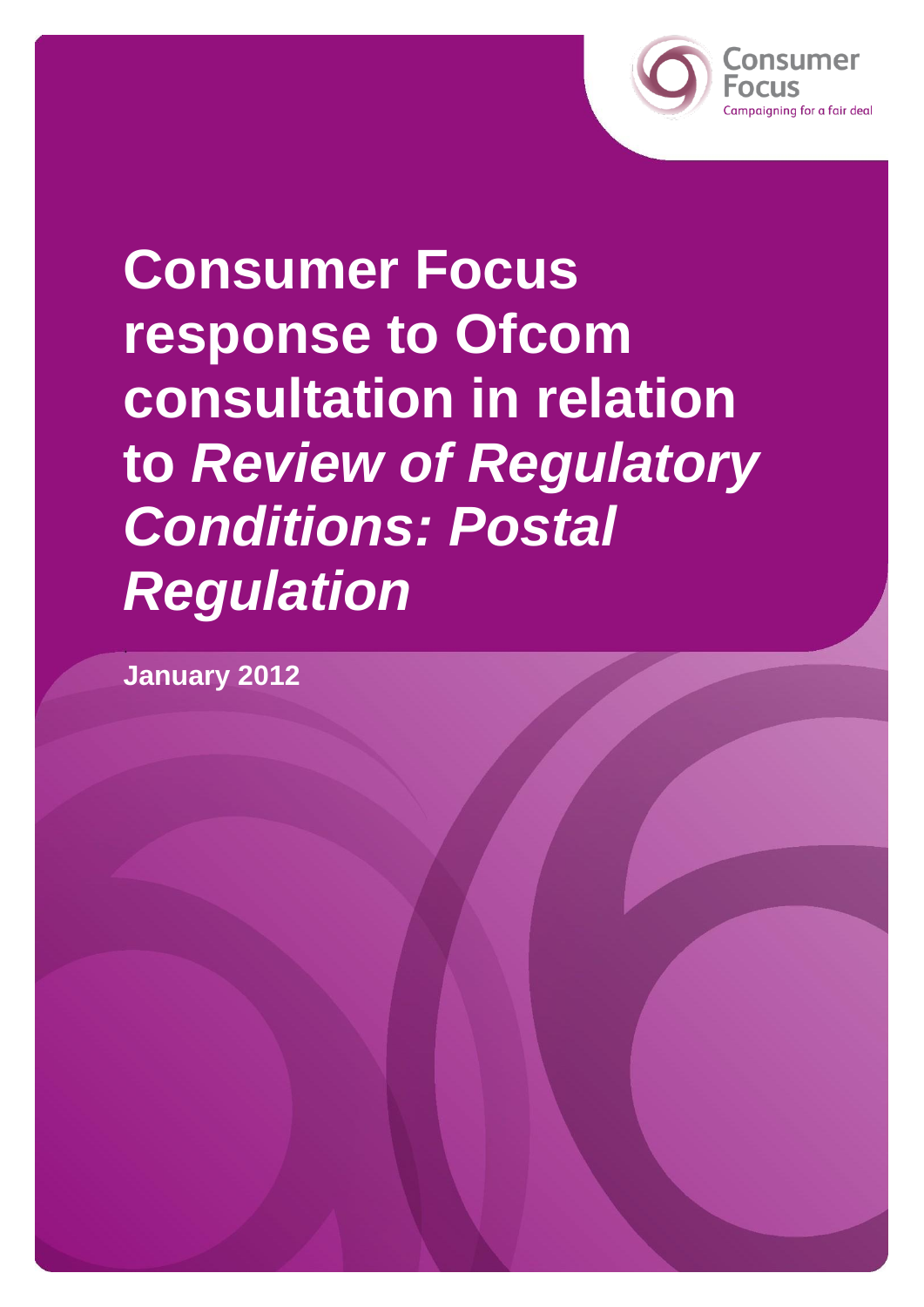Consumer Focus
Campaigning for a fair deal

# Consumer Focus response to Ofcom consultation in relation to *Review of Regulatory Conditions: Postal Regulation*

**January 2012**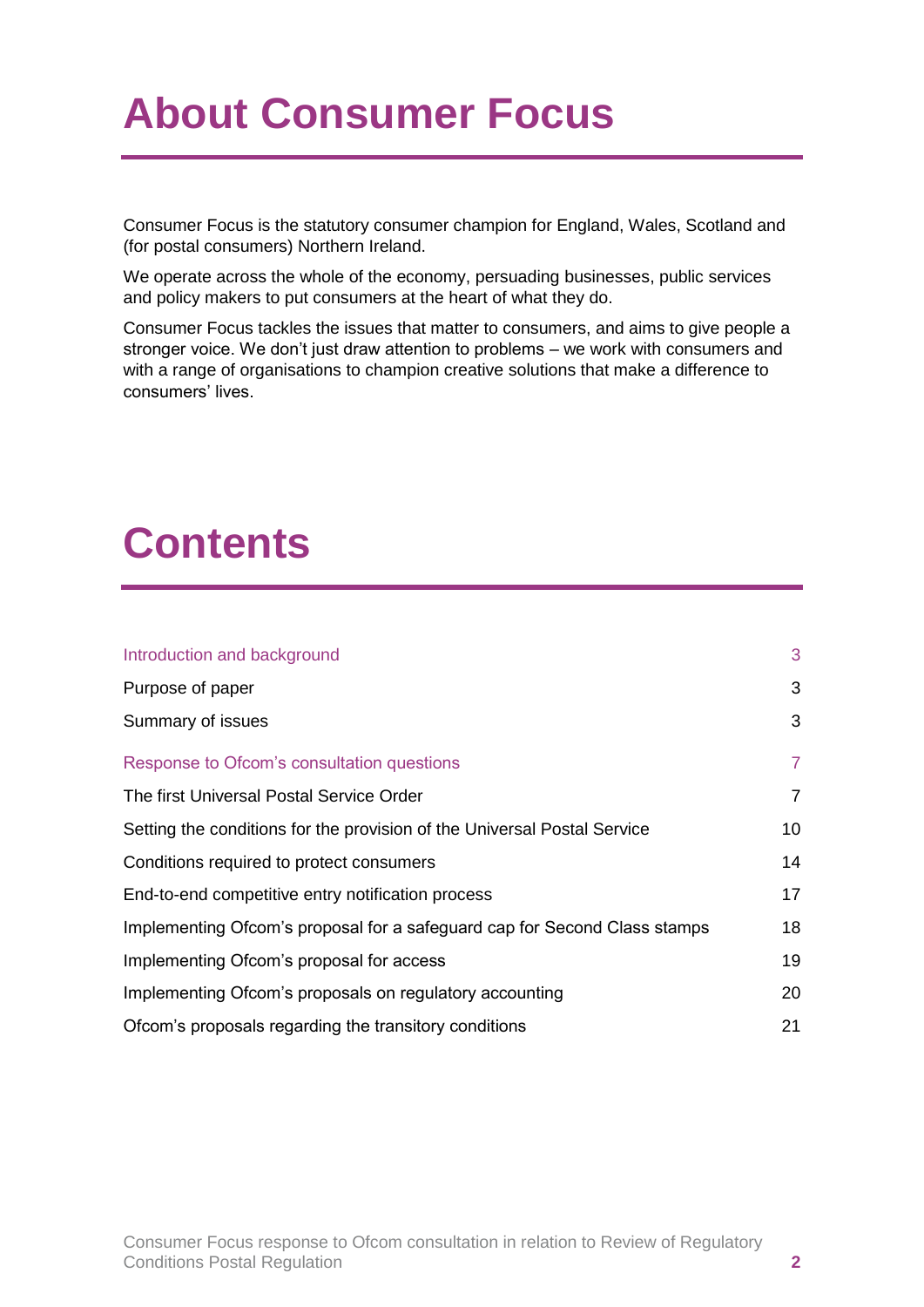# About Consumer Focus

Consumer Focus is the statutory consumer champion for England, Wales, Scotland and (for postal consumers) Northern Ireland.

We operate across the whole of the economy, persuading businesses, public services and policy makers to put consumers at the heart of what they do.

Consumer Focus tackles the issues that matter to consumers, and aims to give people a stronger voice. We don't just draw attention to problems – we work with consumers and with a range of organisations to champion creative solutions that make a difference to consumers' lives.

# Contents

| | |
|---|---|
| Introduction and background | 3 |
| Purpose of paper | 3 |
| Summary of issues | 3 |
| Response to Ofcom's consultation questions | 7 |
| The first Universal Postal Service Order | 7 |
| Setting the conditions for the provision of the Universal Postal Service | 10 |
| Conditions required to protect consumers | 14 |
| End-to-end competitive entry notification process | 17 |
| Implementing Ofcom's proposal for a safeguard cap for Second Class stamps | 18 |
| Implementing Ofcom's proposal for access | 19 |
| Implementing Ofcom's proposals on regulatory accounting | 20 |
| Ofcom's proposals regarding the transitory conditions | 21 |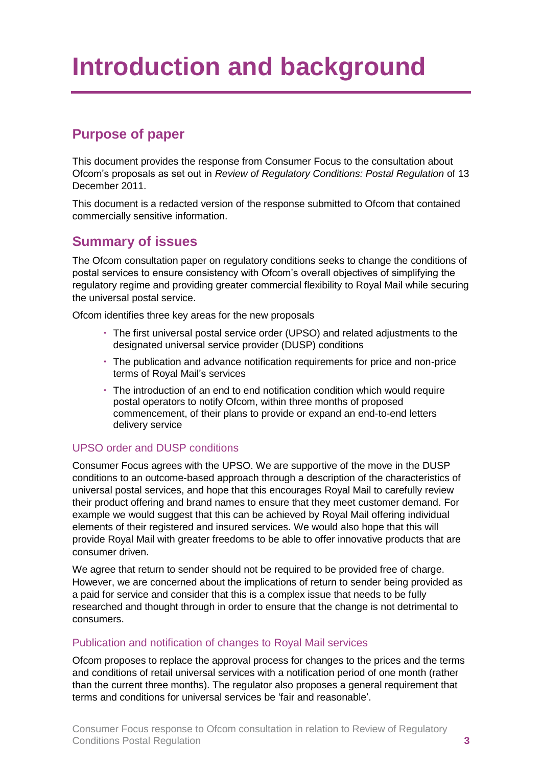# Introduction and background

## Purpose of paper

This document provides the response from Consumer Focus to the consultation about Ofcom's proposals as set out in *Review of Regulatory Conditions: Postal Regulation* of 13 December 2011.

This document is a redacted version of the response submitted to Ofcom that contained commercially sensitive information.

## Summary of issues

The Ofcom consultation paper on regulatory conditions seeks to change the conditions of postal services to ensure consistency with Ofcom's overall objectives of simplifying the regulatory regime and providing greater commercial flexibility to Royal Mail while securing the universal postal service.

Ofcom identifies three key areas for the new proposals

- The first universal postal service order (UPSO) and related adjustments to the designated universal service provider (DUSP) conditions
- The publication and advance notification requirements for price and non-price terms of Royal Mail's services
- The introduction of an end to end notification condition which would require postal operators to notify Ofcom, within three months of proposed commencement, of their plans to provide or expand an end-to-end letters delivery service

### UPSO order and DUSP conditions

Consumer Focus agrees with the UPSO. We are supportive of the move in the DUSP conditions to an outcome-based approach through a description of the characteristics of universal postal services, and hope that this encourages Royal Mail to carefully review their product offering and brand names to ensure that they meet customer demand. For example we would suggest that this can be achieved by Royal Mail offering individual elements of their registered and insured services. We would also hope that this will provide Royal Mail with greater freedoms to be able to offer innovative products that are consumer driven.

We agree that return to sender should not be required to be provided free of charge. However, we are concerned about the implications of return to sender being provided as a paid for service and consider that this is a complex issue that needs to be fully researched and thought through in order to ensure that the change is not detrimental to consumers.

### Publication and notification of changes to Royal Mail services

Ofcom proposes to replace the approval process for changes to the prices and the terms and conditions of retail universal services with a notification period of one month (rather than the current three months). The regulator also proposes a general requirement that terms and conditions for universal services be 'fair and reasonable'.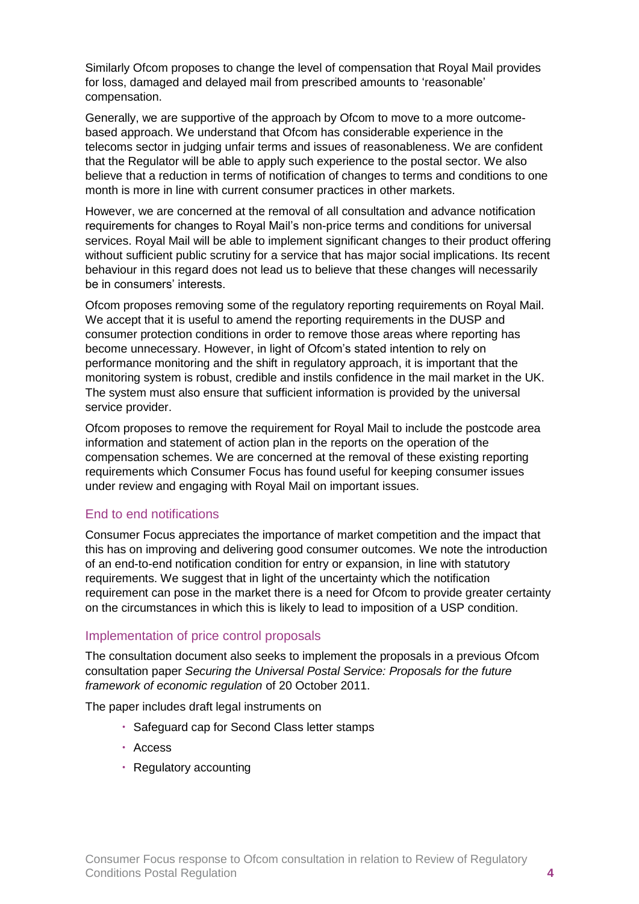Similarly Ofcom proposes to change the level of compensation that Royal Mail provides for loss, damaged and delayed mail from prescribed amounts to 'reasonable' compensation.

Generally, we are supportive of the approach by Ofcom to move to a more outcome-based approach. We understand that Ofcom has considerable experience in the telecoms sector in judging unfair terms and issues of reasonableness. We are confident that the Regulator will be able to apply such experience to the postal sector. We also believe that a reduction in terms of notification of changes to terms and conditions to one month is more in line with current consumer practices in other markets.

However, we are concerned at the removal of all consultation and advance notification requirements for changes to Royal Mail's non-price terms and conditions for universal services. Royal Mail will be able to implement significant changes to their product offering without sufficient public scrutiny for a service that has major social implications. Its recent behaviour in this regard does not lead us to believe that these changes will necessarily be in consumers' interests.

Ofcom proposes removing some of the regulatory reporting requirements on Royal Mail. We accept that it is useful to amend the reporting requirements in the DUSP and consumer protection conditions in order to remove those areas where reporting has become unnecessary. However, in light of Ofcom's stated intention to rely on performance monitoring and the shift in regulatory approach, it is important that the monitoring system is robust, credible and instils confidence in the mail market in the UK. The system must also ensure that sufficient information is provided by the universal service provider.

Ofcom proposes to remove the requirement for Royal Mail to include the postcode area information and statement of action plan in the reports on the operation of the compensation schemes. We are concerned at the removal of these existing reporting requirements which Consumer Focus has found useful for keeping consumer issues under review and engaging with Royal Mail on important issues.

## End to end notifications

Consumer Focus appreciates the importance of market competition and the impact that this has on improving and delivering good consumer outcomes. We note the introduction of an end-to-end notification condition for entry or expansion, in line with statutory requirements. We suggest that in light of the uncertainty which the notification requirement can pose in the market there is a need for Ofcom to provide greater certainty on the circumstances in which this is likely to lead to imposition of a USP condition.

## Implementation of price control proposals

The consultation document also seeks to implement the proposals in a previous Ofcom consultation paper *Securing the Universal Postal Service: Proposals for the future framework of economic regulation* of 20 October 2011.

The paper includes draft legal instruments on

- Safeguard cap for Second Class letter stamps
- Access
- Regulatory accounting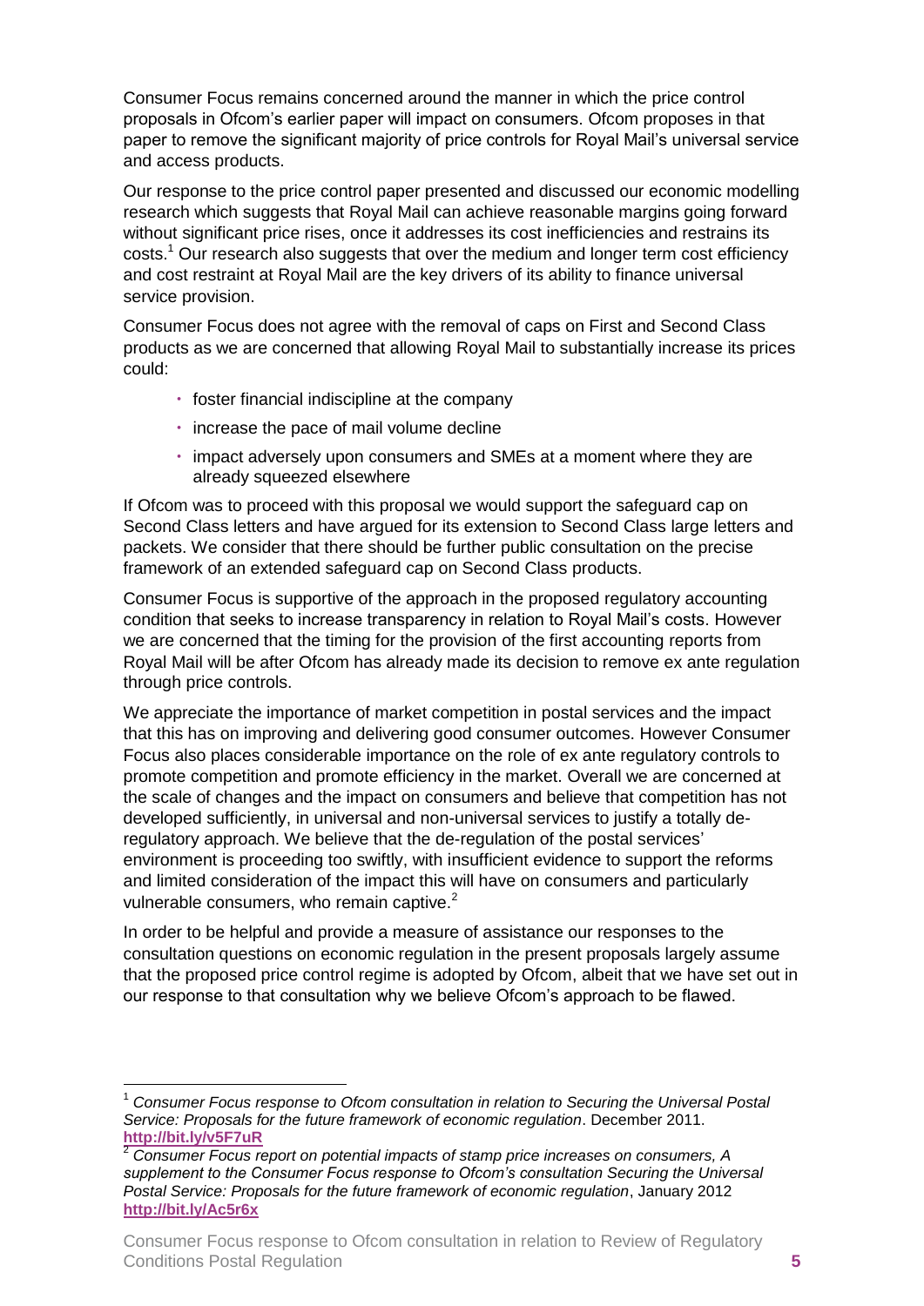Consumer Focus remains concerned around the manner in which the price control proposals in Ofcom's earlier paper will impact on consumers. Ofcom proposes in that paper to remove the significant majority of price controls for Royal Mail's universal service and access products.

Our response to the price control paper presented and discussed our economic modelling research which suggests that Royal Mail can achieve reasonable margins going forward without significant price rises, once it addresses its cost inefficiencies and restrains its costs.[1] Our research also suggests that over the medium and longer term cost efficiency and cost restraint at Royal Mail are the key drivers of its ability to finance universal service provision.

Consumer Focus does not agree with the removal of caps on First and Second Class products as we are concerned that allowing Royal Mail to substantially increase its prices could:

- foster financial indiscipline at the company
- increase the pace of mail volume decline
- impact adversely upon consumers and SMEs at a moment where they are already squeezed elsewhere

If Ofcom was to proceed with this proposal we would support the safeguard cap on Second Class letters and have argued for its extension to Second Class large letters and packets. We consider that there should be further public consultation on the precise framework of an extended safeguard cap on Second Class products.

Consumer Focus is supportive of the approach in the proposed regulatory accounting condition that seeks to increase transparency in relation to Royal Mail's costs. However we are concerned that the timing for the provision of the first accounting reports from Royal Mail will be after Ofcom has already made its decision to remove ex ante regulation through price controls.

We appreciate the importance of market competition in postal services and the impact that this has on improving and delivering good consumer outcomes. However Consumer Focus also places considerable importance on the role of ex ante regulatory controls to promote competition and promote efficiency in the market. Overall we are concerned at the scale of changes and the impact on consumers and believe that competition has not developed sufficiently, in universal and non-universal services to justify a totally de-regulatory approach. We believe that the de-regulation of the postal services' environment is proceeding too swiftly, with insufficient evidence to support the reforms and limited consideration of the impact this will have on consumers and particularly vulnerable consumers, who remain captive.[2]

In order to be helpful and provide a measure of assistance our responses to the consultation questions on economic regulation in the present proposals largely assume that the proposed price control regime is adopted by Ofcom, albeit that we have set out in our response to that consultation why we believe Ofcom's approach to be flawed.

---

[1] *Consumer Focus response to Ofcom consultation in relation to Securing the Universal Postal Service: Proposals for the future framework of economic regulation*. December 2011. **http://bit.ly/v5F7uR**

[2] *Consumer Focus report on potential impacts of stamp price increases on consumers, A supplement to the Consumer Focus response to Ofcom's consultation Securing the Universal Postal Service: Proposals for the future framework of economic regulation*, January 2012 **http://bit.ly/Ac5r6x**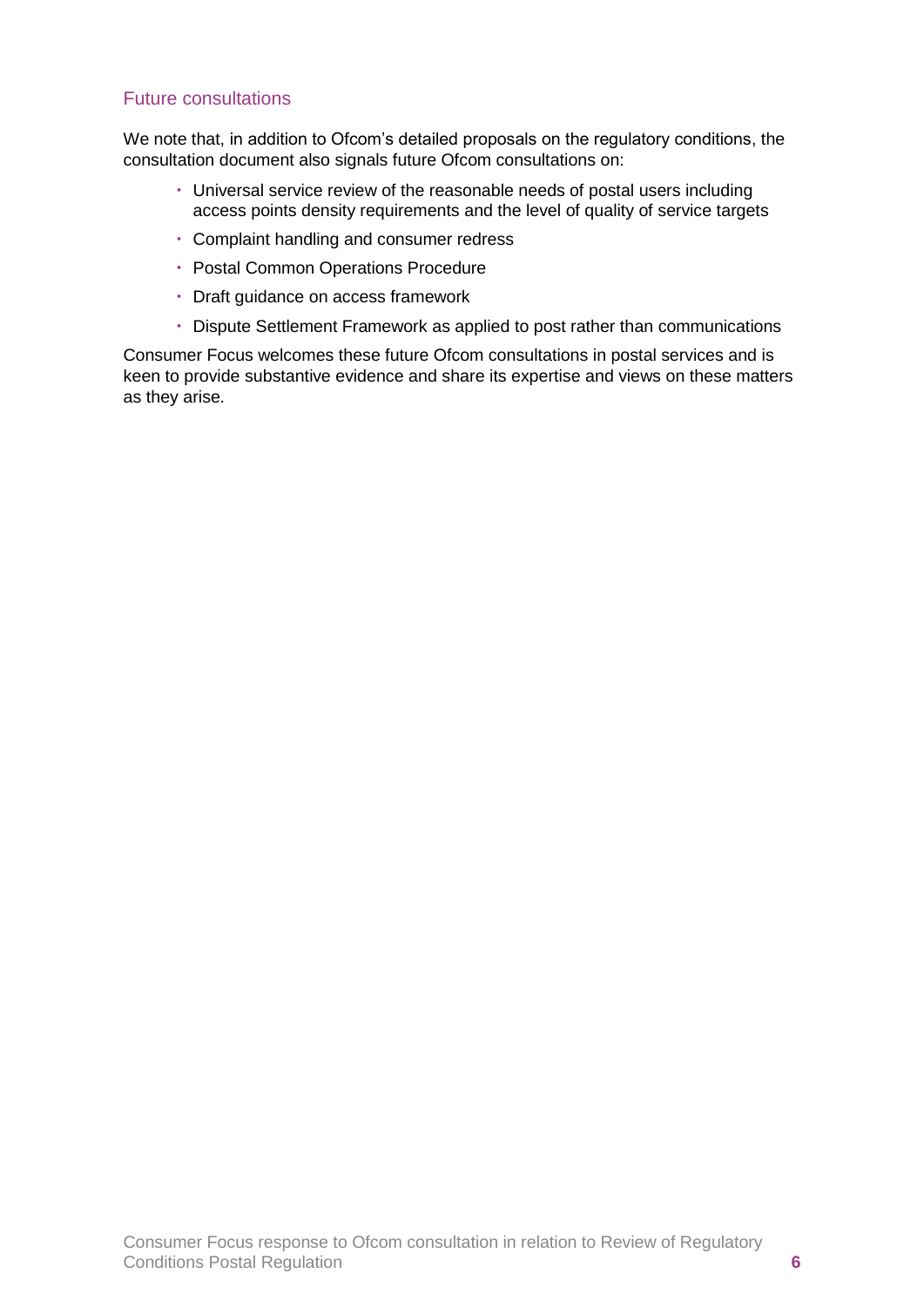## Future consultations

We note that, in addition to Ofcom's detailed proposals on the regulatory conditions, the consultation document also signals future Ofcom consultations on:

- Universal service review of the reasonable needs of postal users including access points density requirements and the level of quality of service targets
- Complaint handling and consumer redress
- Postal Common Operations Procedure
- Draft guidance on access framework
- Dispute Settlement Framework as applied to post rather than communications

Consumer Focus welcomes these future Ofcom consultations in postal services and is keen to provide substantive evidence and share its expertise and views on these matters as they arise.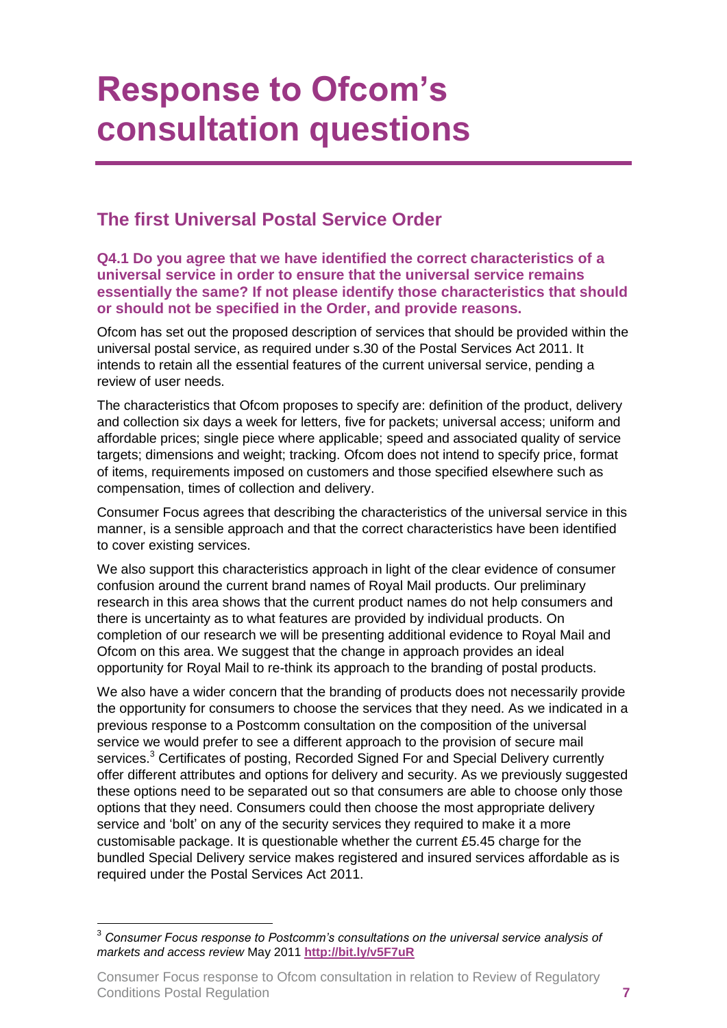# Response to Ofcom's consultation questions

## The first Universal Postal Service Order

### Q4.1 Do you agree that we have identified the correct characteristics of a universal service in order to ensure that the universal service remains essentially the same? If not please identify those characteristics that should or should not be specified in the Order, and provide reasons.

Ofcom has set out the proposed description of services that should be provided within the universal postal service, as required under s.30 of the Postal Services Act 2011. It intends to retain all the essential features of the current universal service, pending a review of user needs.

The characteristics that Ofcom proposes to specify are: definition of the product, delivery and collection six days a week for letters, five for packets; universal access; uniform and affordable prices; single piece where applicable; speed and associated quality of service targets; dimensions and weight; tracking. Ofcom does not intend to specify price, format of items, requirements imposed on customers and those specified elsewhere such as compensation, times of collection and delivery.

Consumer Focus agrees that describing the characteristics of the universal service in this manner, is a sensible approach and that the correct characteristics have been identified to cover existing services.

We also support this characteristics approach in light of the clear evidence of consumer confusion around the current brand names of Royal Mail products. Our preliminary research in this area shows that the current product names do not help consumers and there is uncertainty as to what features are provided by individual products. On completion of our research we will be presenting additional evidence to Royal Mail and Ofcom on this area. We suggest that the change in approach provides an ideal opportunity for Royal Mail to re-think its approach to the branding of postal products.

We also have a wider concern that the branding of products does not necessarily provide the opportunity for consumers to choose the services that they need. As we indicated in a previous response to a Postcomm consultation on the composition of the universal service we would prefer to see a different approach to the provision of secure mail services.[3] Certificates of posting, Recorded Signed For and Special Delivery currently offer different attributes and options for delivery and security. As we previously suggested these options need to be separated out so that consumers are able to choose only those options that they need. Consumers could then choose the most appropriate delivery service and 'bolt' on any of the security services they required to make it a more customisable package. It is questionable whether the current £5.45 charge for the bundled Special Delivery service makes registered and insured services affordable as is required under the Postal Services Act 2011.

---

[3] *Consumer Focus response to Postcomm's consultations on the universal service analysis of markets and access review* May 2011 **http://bit.ly/v5F7uR**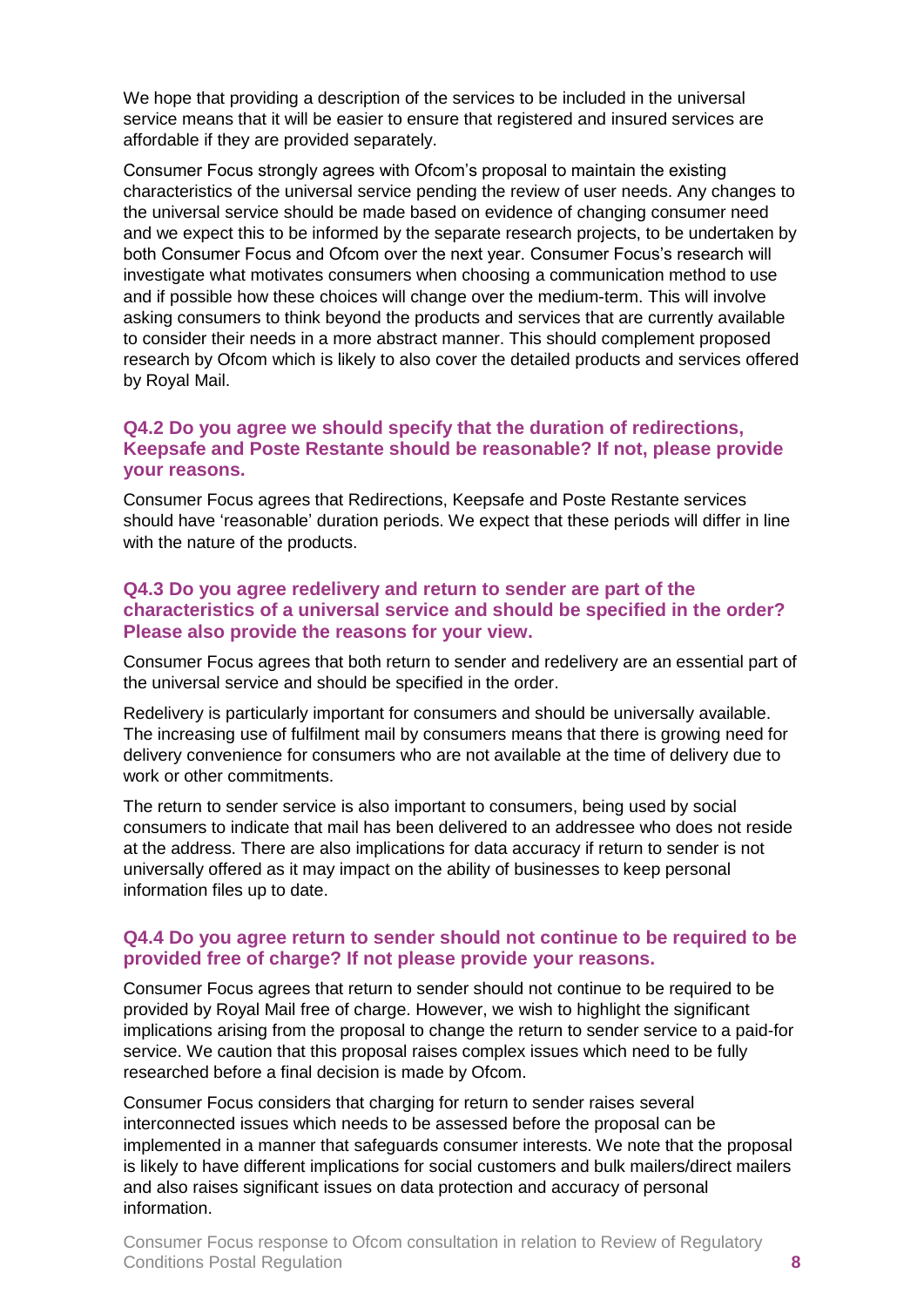We hope that providing a description of the services to be included in the universal service means that it will be easier to ensure that registered and insured services are affordable if they are provided separately.

Consumer Focus strongly agrees with Ofcom's proposal to maintain the existing characteristics of the universal service pending the review of user needs. Any changes to the universal service should be made based on evidence of changing consumer need and we expect this to be informed by the separate research projects, to be undertaken by both Consumer Focus and Ofcom over the next year. Consumer Focus's research will investigate what motivates consumers when choosing a communication method to use and if possible how these choices will change over the medium-term. This will involve asking consumers to think beyond the products and services that are currently available to consider their needs in a more abstract manner. This should complement proposed research by Ofcom which is likely to also cover the detailed products and services offered by Royal Mail.

### Q4.2 Do you agree we should specify that the duration of redirections, Keepsafe and Poste Restante should be reasonable? If not, please provide your reasons.

Consumer Focus agrees that Redirections, Keepsafe and Poste Restante services should have 'reasonable' duration periods. We expect that these periods will differ in line with the nature of the products.

### Q4.3 Do you agree redelivery and return to sender are part of the characteristics of a universal service and should be specified in the order? Please also provide the reasons for your view.

Consumer Focus agrees that both return to sender and redelivery are an essential part of the universal service and should be specified in the order.

Redelivery is particularly important for consumers and should be universally available. The increasing use of fulfilment mail by consumers means that there is growing need for delivery convenience for consumers who are not available at the time of delivery due to work or other commitments.

The return to sender service is also important to consumers, being used by social consumers to indicate that mail has been delivered to an addressee who does not reside at the address. There are also implications for data accuracy if return to sender is not universally offered as it may impact on the ability of businesses to keep personal information files up to date.

### Q4.4 Do you agree return to sender should not continue to be required to be provided free of charge? If not please provide your reasons.

Consumer Focus agrees that return to sender should not continue to be required to be provided by Royal Mail free of charge. However, we wish to highlight the significant implications arising from the proposal to change the return to sender service to a paid-for service. We caution that this proposal raises complex issues which need to be fully researched before a final decision is made by Ofcom.

Consumer Focus considers that charging for return to sender raises several interconnected issues which needs to be assessed before the proposal can be implemented in a manner that safeguards consumer interests. We note that the proposal is likely to have different implications for social customers and bulk mailers/direct mailers and also raises significant issues on data protection and accuracy of personal information.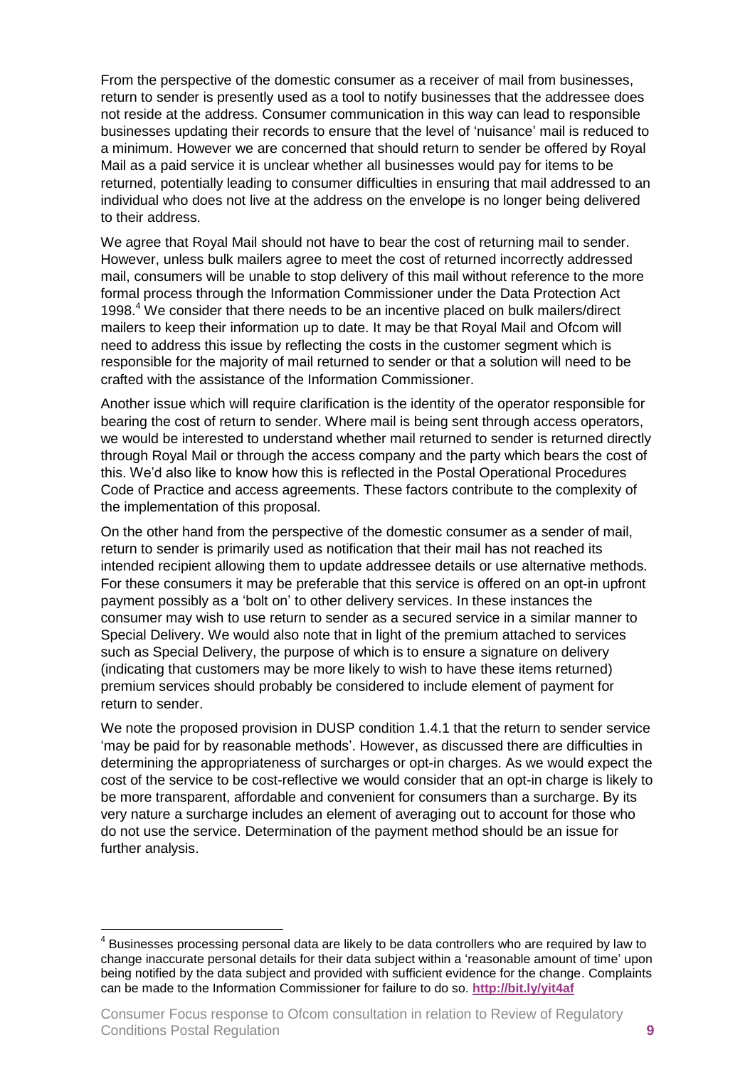From the perspective of the domestic consumer as a receiver of mail from businesses, return to sender is presently used as a tool to notify businesses that the addressee does not reside at the address. Consumer communication in this way can lead to responsible businesses updating their records to ensure that the level of 'nuisance' mail is reduced to a minimum. However we are concerned that should return to sender be offered by Royal Mail as a paid service it is unclear whether all businesses would pay for items to be returned, potentially leading to consumer difficulties in ensuring that mail addressed to an individual who does not live at the address on the envelope is no longer being delivered to their address.

We agree that Royal Mail should not have to bear the cost of returning mail to sender. However, unless bulk mailers agree to meet the cost of returned incorrectly addressed mail, consumers will be unable to stop delivery of this mail without reference to the more formal process through the Information Commissioner under the Data Protection Act 1998.[4] We consider that there needs to be an incentive placed on bulk mailers/direct mailers to keep their information up to date. It may be that Royal Mail and Ofcom will need to address this issue by reflecting the costs in the customer segment which is responsible for the majority of mail returned to sender or that a solution will need to be crafted with the assistance of the Information Commissioner.

Another issue which will require clarification is the identity of the operator responsible for bearing the cost of return to sender. Where mail is being sent through access operators, we would be interested to understand whether mail returned to sender is returned directly through Royal Mail or through the access company and the party which bears the cost of this. We'd also like to know how this is reflected in the Postal Operational Procedures Code of Practice and access agreements. These factors contribute to the complexity of the implementation of this proposal.

On the other hand from the perspective of the domestic consumer as a sender of mail, return to sender is primarily used as notification that their mail has not reached its intended recipient allowing them to update addressee details or use alternative methods. For these consumers it may be preferable that this service is offered on an opt-in upfront payment possibly as a 'bolt on' to other delivery services. In these instances the consumer may wish to use return to sender as a secured service in a similar manner to Special Delivery. We would also note that in light of the premium attached to services such as Special Delivery, the purpose of which is to ensure a signature on delivery (indicating that customers may be more likely to wish to have these items returned) premium services should probably be considered to include element of payment for return to sender.

We note the proposed provision in DUSP condition 1.4.1 that the return to sender service 'may be paid for by reasonable methods'. However, as discussed there are difficulties in determining the appropriateness of surcharges or opt-in charges. As we would expect the cost of the service to be cost-reflective we would consider that an opt-in charge is likely to be more transparent, affordable and convenient for consumers than a surcharge. By its very nature a surcharge includes an element of averaging out to account for those who do not use the service. Determination of the payment method should be an issue for further analysis.

---

[4] Businesses processing personal data are likely to be data controllers who are required by law to change inaccurate personal details for their data subject within a 'reasonable amount of time' upon being notified by the data subject and provided with sufficient evidence for the change. Complaints can be made to the Information Commissioner for failure to do so. **http://bit.ly/yit4af**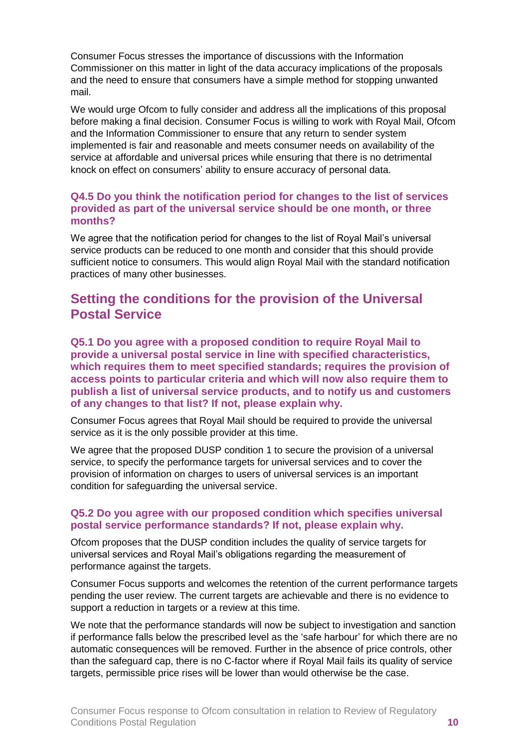Consumer Focus stresses the importance of discussions with the Information Commissioner on this matter in light of the data accuracy implications of the proposals and the need to ensure that consumers have a simple method for stopping unwanted mail.

We would urge Ofcom to fully consider and address all the implications of this proposal before making a final decision. Consumer Focus is willing to work with Royal Mail, Ofcom and the Information Commissioner to ensure that any return to sender system implemented is fair and reasonable and meets consumer needs on availability of the service at affordable and universal prices while ensuring that there is no detrimental knock on effect on consumers' ability to ensure accuracy of personal data.

### Q4.5 Do you think the notification period for changes to the list of services provided as part of the universal service should be one month, or three months?

We agree that the notification period for changes to the list of Royal Mail's universal service products can be reduced to one month and consider that this should provide sufficient notice to consumers. This would align Royal Mail with the standard notification practices of many other businesses.

## Setting the conditions for the provision of the Universal Postal Service

### Q5.1 Do you agree with a proposed condition to require Royal Mail to provide a universal postal service in line with specified characteristics, which requires them to meet specified standards; requires the provision of access points to particular criteria and which will now also require them to publish a list of universal service products, and to notify us and customers of any changes to that list? If not, please explain why.

Consumer Focus agrees that Royal Mail should be required to provide the universal service as it is the only possible provider at this time.

We agree that the proposed DUSP condition 1 to secure the provision of a universal service, to specify the performance targets for universal services and to cover the provision of information on charges to users of universal services is an important condition for safeguarding the universal service.

### Q5.2 Do you agree with our proposed condition which specifies universal postal service performance standards? If not, please explain why.

Ofcom proposes that the DUSP condition includes the quality of service targets for universal services and Royal Mail's obligations regarding the measurement of performance against the targets.

Consumer Focus supports and welcomes the retention of the current performance targets pending the user review. The current targets are achievable and there is no evidence to support a reduction in targets or a review at this time.

We note that the performance standards will now be subject to investigation and sanction if performance falls below the prescribed level as the 'safe harbour' for which there are no automatic consequences will be removed. Further in the absence of price controls, other than the safeguard cap, there is no C-factor where if Royal Mail fails its quality of service targets, permissible price rises will be lower than would otherwise be the case.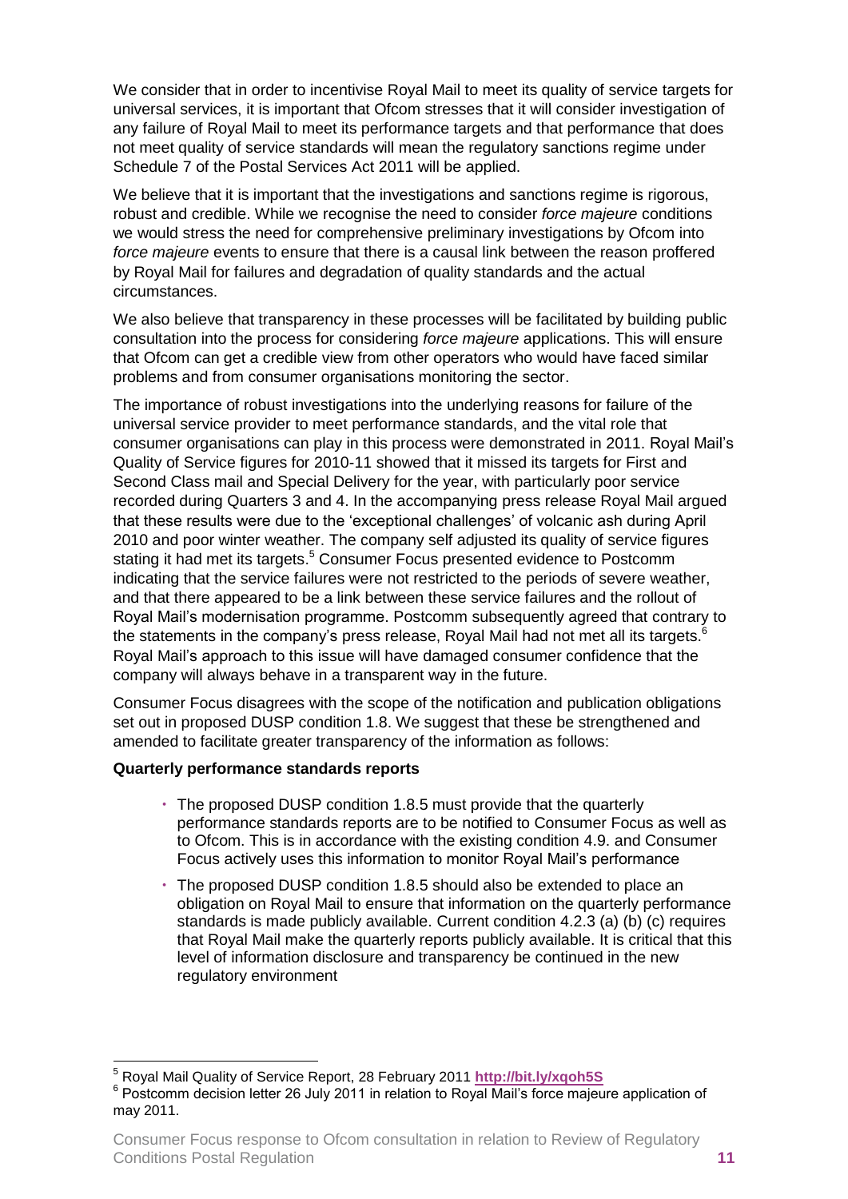We consider that in order to incentivise Royal Mail to meet its quality of service targets for universal services, it is important that Ofcom stresses that it will consider investigation of any failure of Royal Mail to meet its performance targets and that performance that does not meet quality of service standards will mean the regulatory sanctions regime under Schedule 7 of the Postal Services Act 2011 will be applied.

We believe that it is important that the investigations and sanctions regime is rigorous, robust and credible. While we recognise the need to consider *force majeure* conditions we would stress the need for comprehensive preliminary investigations by Ofcom into *force majeure* events to ensure that there is a causal link between the reason proffered by Royal Mail for failures and degradation of quality standards and the actual circumstances.

We also believe that transparency in these processes will be facilitated by building public consultation into the process for considering *force majeure* applications. This will ensure that Ofcom can get a credible view from other operators who would have faced similar problems and from consumer organisations monitoring the sector.

The importance of robust investigations into the underlying reasons for failure of the universal service provider to meet performance standards, and the vital role that consumer organisations can play in this process were demonstrated in 2011. Royal Mail's Quality of Service figures for 2010-11 showed that it missed its targets for First and Second Class mail and Special Delivery for the year, with particularly poor service recorded during Quarters 3 and 4. In the accompanying press release Royal Mail argued that these results were due to the 'exceptional challenges' of volcanic ash during April 2010 and poor winter weather. The company self adjusted its quality of service figures stating it had met its targets.[5] Consumer Focus presented evidence to Postcomm indicating that the service failures were not restricted to the periods of severe weather, and that there appeared to be a link between these service failures and the rollout of Royal Mail's modernisation programme. Postcomm subsequently agreed that contrary to the statements in the company's press release, Royal Mail had not met all its targets.[6] Royal Mail's approach to this issue will have damaged consumer confidence that the company will always behave in a transparent way in the future.

Consumer Focus disagrees with the scope of the notification and publication obligations set out in proposed DUSP condition 1.8. We suggest that these be strengthened and amended to facilitate greater transparency of the information as follows:

**Quarterly performance standards reports**

- The proposed DUSP condition 1.8.5 must provide that the quarterly performance standards reports are to be notified to Consumer Focus as well as to Ofcom. This is in accordance with the existing condition 4.9. and Consumer Focus actively uses this information to monitor Royal Mail's performance
- The proposed DUSP condition 1.8.5 should also be extended to place an obligation on Royal Mail to ensure that information on the quarterly performance standards is made publicly available. Current condition 4.2.3 (a) (b) (c) requires that Royal Mail make the quarterly reports publicly available. It is critical that this level of information disclosure and transparency be continued in the new regulatory environment

---

[5] Royal Mail Quality of Service Report, 28 February 2011 **http://bit.ly/xqoh5S**

[6] Postcomm decision letter 26 July 2011 in relation to Royal Mail's force majeure application of may 2011.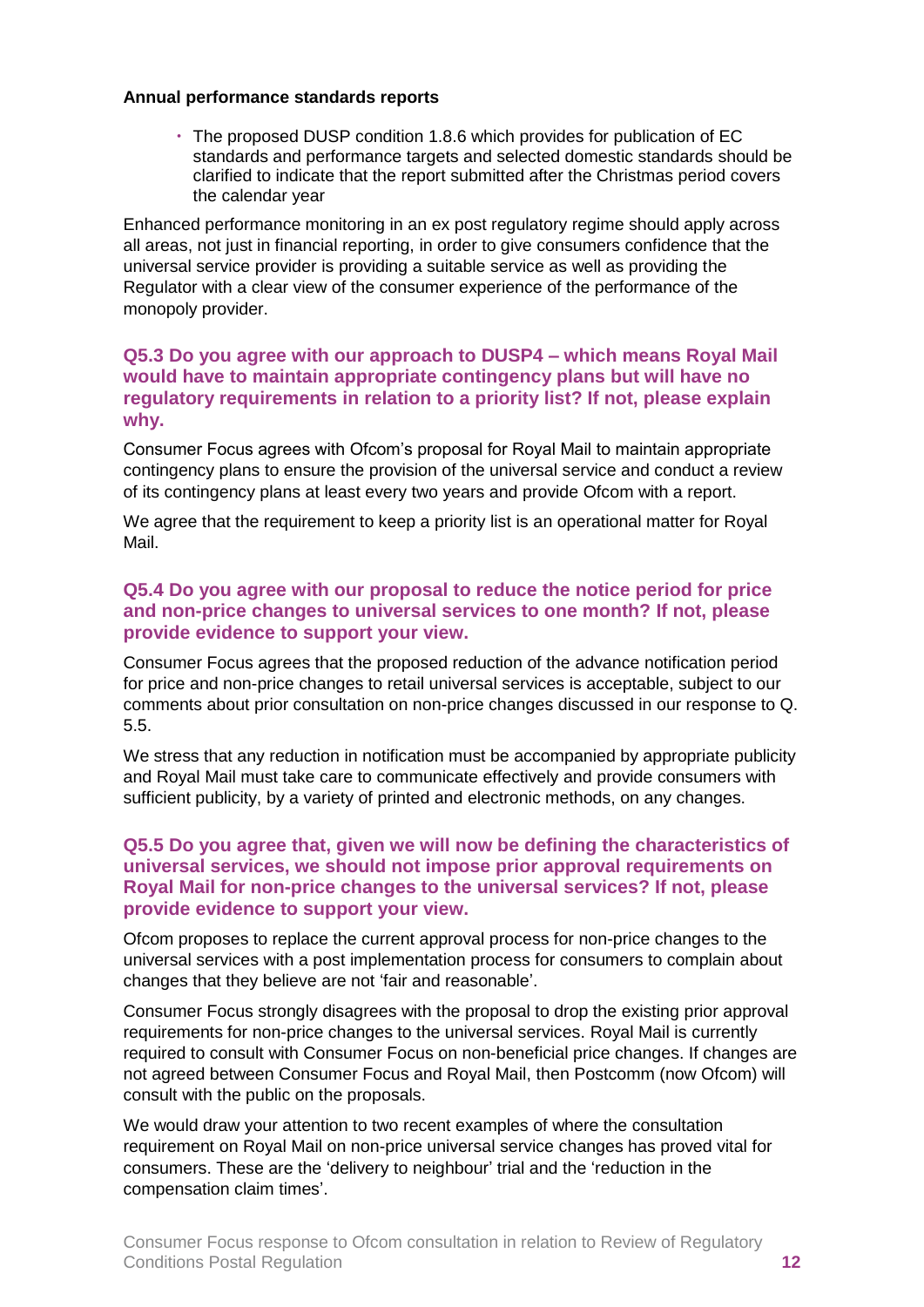**Annual performance standards reports**

- The proposed DUSP condition 1.8.6 which provides for publication of EC standards and performance targets and selected domestic standards should be clarified to indicate that the report submitted after the Christmas period covers the calendar year

Enhanced performance monitoring in an ex post regulatory regime should apply across all areas, not just in financial reporting, in order to give consumers confidence that the universal service provider is providing a suitable service as well as providing the Regulator with a clear view of the consumer experience of the performance of the monopoly provider.

### Q5.3 Do you agree with our approach to DUSP4 – which means Royal Mail would have to maintain appropriate contingency plans but will have no regulatory requirements in relation to a priority list? If not, please explain why.

Consumer Focus agrees with Ofcom's proposal for Royal Mail to maintain appropriate contingency plans to ensure the provision of the universal service and conduct a review of its contingency plans at least every two years and provide Ofcom with a report.

We agree that the requirement to keep a priority list is an operational matter for Royal Mail.

### Q5.4 Do you agree with our proposal to reduce the notice period for price and non-price changes to universal services to one month? If not, please provide evidence to support your view.

Consumer Focus agrees that the proposed reduction of the advance notification period for price and non-price changes to retail universal services is acceptable, subject to our comments about prior consultation on non-price changes discussed in our response to Q. 5.5.

We stress that any reduction in notification must be accompanied by appropriate publicity and Royal Mail must take care to communicate effectively and provide consumers with sufficient publicity, by a variety of printed and electronic methods, on any changes.

### Q5.5 Do you agree that, given we will now be defining the characteristics of universal services, we should not impose prior approval requirements on Royal Mail for non-price changes to the universal services? If not, please provide evidence to support your view.

Ofcom proposes to replace the current approval process for non-price changes to the universal services with a post implementation process for consumers to complain about changes that they believe are not 'fair and reasonable'.

Consumer Focus strongly disagrees with the proposal to drop the existing prior approval requirements for non-price changes to the universal services. Royal Mail is currently required to consult with Consumer Focus on non-beneficial price changes. If changes are not agreed between Consumer Focus and Royal Mail, then Postcomm (now Ofcom) will consult with the public on the proposals.

We would draw your attention to two recent examples of where the consultation requirement on Royal Mail on non-price universal service changes has proved vital for consumers. These are the 'delivery to neighbour' trial and the 'reduction in the compensation claim times'.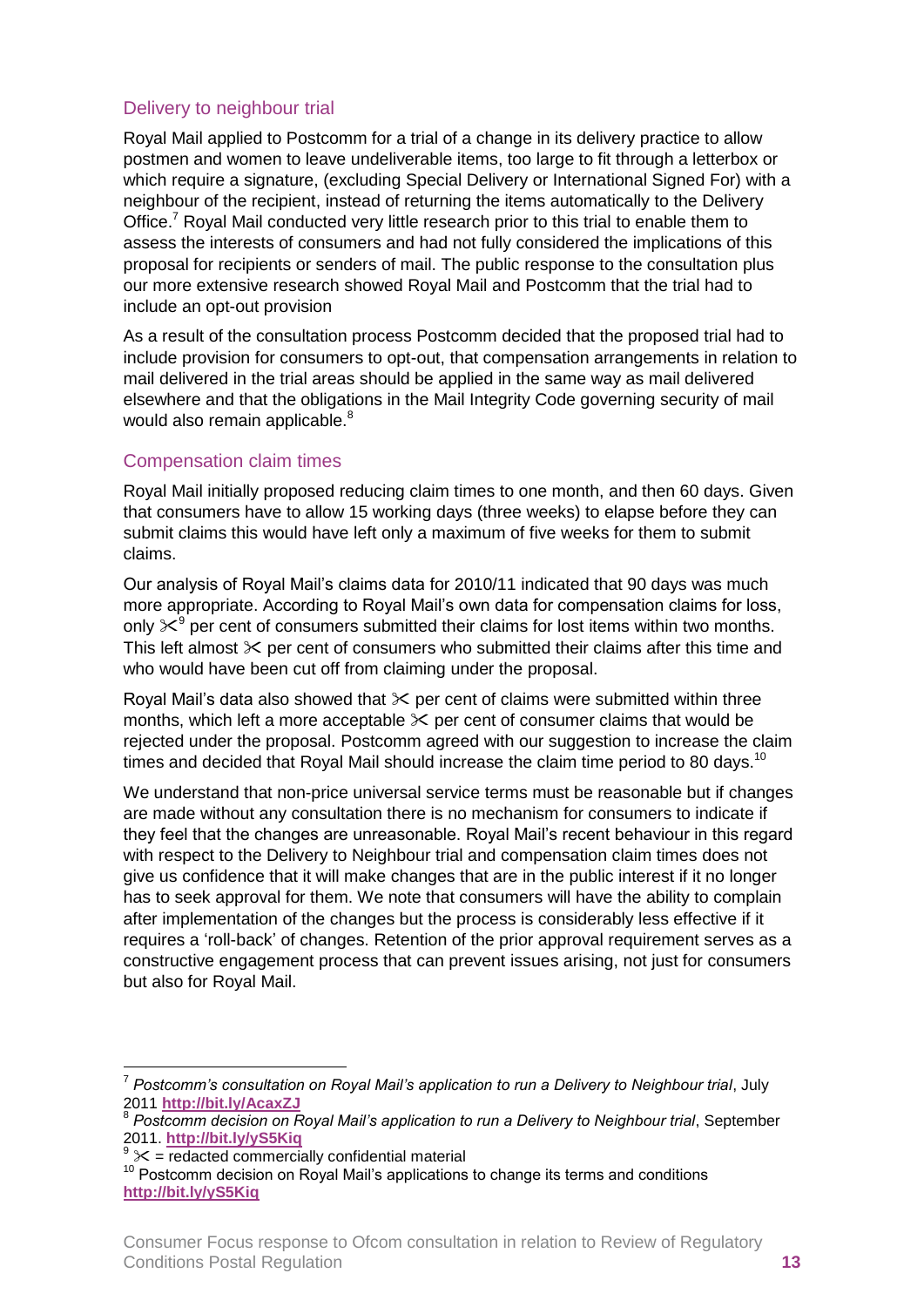## Delivery to neighbour trial

Royal Mail applied to Postcomm for a trial of a change in its delivery practice to allow postmen and women to leave undeliverable items, too large to fit through a letterbox or which require a signature, (excluding Special Delivery or International Signed For) with a neighbour of the recipient, instead of returning the items automatically to the Delivery Office.[7] Royal Mail conducted very little research prior to this trial to enable them to assess the interests of consumers and had not fully considered the implications of this proposal for recipients or senders of mail. The public response to the consultation plus our more extensive research showed Royal Mail and Postcomm that the trial had to include an opt-out provision

As a result of the consultation process Postcomm decided that the proposed trial had to include provision for consumers to opt-out, that compensation arrangements in relation to mail delivered in the trial areas should be applied in the same way as mail delivered elsewhere and that the obligations in the Mail Integrity Code governing security of mail would also remain applicable.[8]

## Compensation claim times

Royal Mail initially proposed reducing claim times to one month, and then 60 days. Given that consumers have to allow 15 working days (three weeks) to elapse before they can submit claims this would have left only a maximum of five weeks for them to submit claims.

Our analysis of Royal Mail's claims data for 2010/11 indicated that 90 days was much more appropriate. According to Royal Mail's own data for compensation claims for loss, only ✂[9] per cent of consumers submitted their claims for lost items within two months. This left almost ✂ per cent of consumers who submitted their claims after this time and who would have been cut off from claiming under the proposal.

Royal Mail's data also showed that ✂ per cent of claims were submitted within three months, which left a more acceptable ✂ per cent of consumer claims that would be rejected under the proposal. Postcomm agreed with our suggestion to increase the claim times and decided that Royal Mail should increase the claim time period to 80 days.[10]

We understand that non-price universal service terms must be reasonable but if changes are made without any consultation there is no mechanism for consumers to indicate if they feel that the changes are unreasonable. Royal Mail's recent behaviour in this regard with respect to the Delivery to Neighbour trial and compensation claim times does not give us confidence that it will make changes that are in the public interest if it no longer has to seek approval for them. We note that consumers will have the ability to complain after implementation of the changes but the process is considerably less effective if it requires a 'roll-back' of changes. Retention of the prior approval requirement serves as a constructive engagement process that can prevent issues arising, not just for consumers but also for Royal Mail.

---

[7] *Postcomm's consultation on Royal Mail's application to run a Delivery to Neighbour trial*, July 2011 **http://bit.ly/AcaxZJ**

[8] *Postcomm decision on Royal Mail's application to run a Delivery to Neighbour trial*, September 2011. **http://bit.ly/yS5Kiq**

[9] ✂ = redacted commercially confidential material

[10] Postcomm decision on Royal Mail's applications to change its terms and conditions **http://bit.ly/yS5Kiq**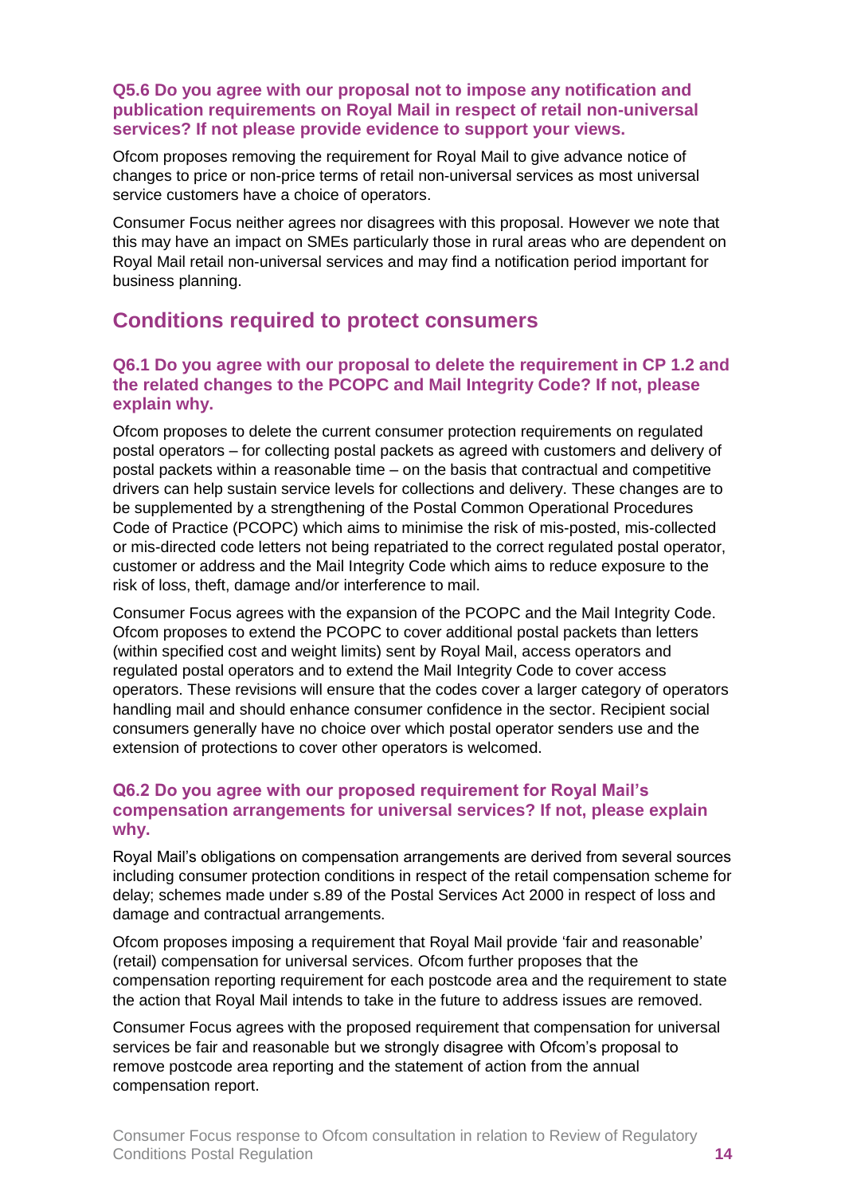### Q5.6 Do you agree with our proposal not to impose any notification and publication requirements on Royal Mail in respect of retail non-universal services? If not please provide evidence to support your views.

Ofcom proposes removing the requirement for Royal Mail to give advance notice of changes to price or non-price terms of retail non-universal services as most universal service customers have a choice of operators.

Consumer Focus neither agrees nor disagrees with this proposal. However we note that this may have an impact on SMEs particularly those in rural areas who are dependent on Royal Mail retail non-universal services and may find a notification period important for business planning.

## Conditions required to protect consumers

### Q6.1 Do you agree with our proposal to delete the requirement in CP 1.2 and the related changes to the PCOPC and Mail Integrity Code? If not, please explain why.

Ofcom proposes to delete the current consumer protection requirements on regulated postal operators – for collecting postal packets as agreed with customers and delivery of postal packets within a reasonable time – on the basis that contractual and competitive drivers can help sustain service levels for collections and delivery. These changes are to be supplemented by a strengthening of the Postal Common Operational Procedures Code of Practice (PCOPC) which aims to minimise the risk of mis-posted, mis-collected or mis-directed code letters not being repatriated to the correct regulated postal operator, customer or address and the Mail Integrity Code which aims to reduce exposure to the risk of loss, theft, damage and/or interference to mail.

Consumer Focus agrees with the expansion of the PCOPC and the Mail Integrity Code. Ofcom proposes to extend the PCOPC to cover additional postal packets than letters (within specified cost and weight limits) sent by Royal Mail, access operators and regulated postal operators and to extend the Mail Integrity Code to cover access operators. These revisions will ensure that the codes cover a larger category of operators handling mail and should enhance consumer confidence in the sector. Recipient social consumers generally have no choice over which postal operator senders use and the extension of protections to cover other operators is welcomed.

### Q6.2 Do you agree with our proposed requirement for Royal Mail's compensation arrangements for universal services? If not, please explain why.

Royal Mail's obligations on compensation arrangements are derived from several sources including consumer protection conditions in respect of the retail compensation scheme for delay; schemes made under s.89 of the Postal Services Act 2000 in respect of loss and damage and contractual arrangements.

Ofcom proposes imposing a requirement that Royal Mail provide 'fair and reasonable' (retail) compensation for universal services. Ofcom further proposes that the compensation reporting requirement for each postcode area and the requirement to state the action that Royal Mail intends to take in the future to address issues are removed.

Consumer Focus agrees with the proposed requirement that compensation for universal services be fair and reasonable but we strongly disagree with Ofcom's proposal to remove postcode area reporting and the statement of action from the annual compensation report.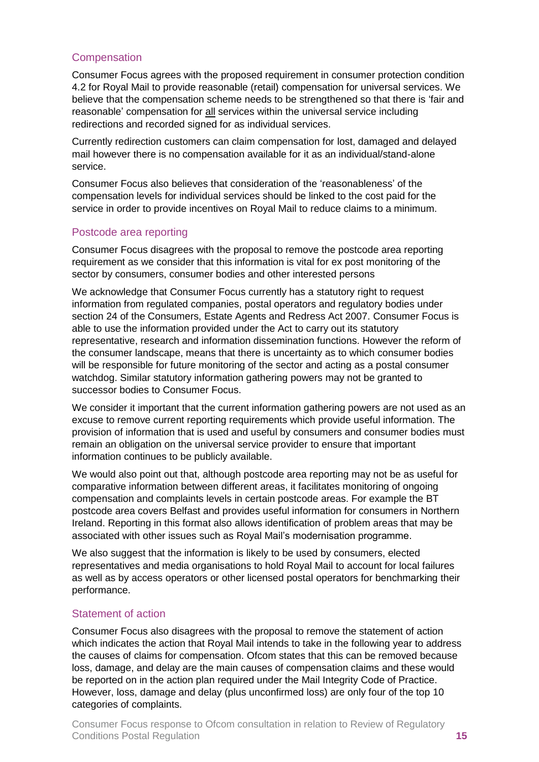## Compensation

Consumer Focus agrees with the proposed requirement in consumer protection condition 4.2 for Royal Mail to provide reasonable (retail) compensation for universal services. We believe that the compensation scheme needs to be strengthened so that there is 'fair and reasonable' compensation for <u>all</u> services within the universal service including redirections and recorded signed for as individual services.

Currently redirection customers can claim compensation for lost, damaged and delayed mail however there is no compensation available for it as an individual/stand-alone service.

Consumer Focus also believes that consideration of the 'reasonableness' of the compensation levels for individual services should be linked to the cost paid for the service in order to provide incentives on Royal Mail to reduce claims to a minimum.

## Postcode area reporting

Consumer Focus disagrees with the proposal to remove the postcode area reporting requirement as we consider that this information is vital for ex post monitoring of the sector by consumers, consumer bodies and other interested persons

We acknowledge that Consumer Focus currently has a statutory right to request information from regulated companies, postal operators and regulatory bodies under section 24 of the Consumers, Estate Agents and Redress Act 2007. Consumer Focus is able to use the information provided under the Act to carry out its statutory representative, research and information dissemination functions. However the reform of the consumer landscape, means that there is uncertainty as to which consumer bodies will be responsible for future monitoring of the sector and acting as a postal consumer watchdog. Similar statutory information gathering powers may not be granted to successor bodies to Consumer Focus.

We consider it important that the current information gathering powers are not used as an excuse to remove current reporting requirements which provide useful information. The provision of information that is used and useful by consumers and consumer bodies must remain an obligation on the universal service provider to ensure that important information continues to be publicly available.

We would also point out that, although postcode area reporting may not be as useful for comparative information between different areas, it facilitates monitoring of ongoing compensation and complaints levels in certain postcode areas. For example the BT postcode area covers Belfast and provides useful information for consumers in Northern Ireland. Reporting in this format also allows identification of problem areas that may be associated with other issues such as Royal Mail's modernisation programme.

We also suggest that the information is likely to be used by consumers, elected representatives and media organisations to hold Royal Mail to account for local failures as well as by access operators or other licensed postal operators for benchmarking their performance.

## Statement of action

Consumer Focus also disagrees with the proposal to remove the statement of action which indicates the action that Royal Mail intends to take in the following year to address the causes of claims for compensation. Ofcom states that this can be removed because loss, damage, and delay are the main causes of compensation claims and these would be reported on in the action plan required under the Mail Integrity Code of Practice. However, loss, damage and delay (plus unconfirmed loss) are only four of the top 10 categories of complaints.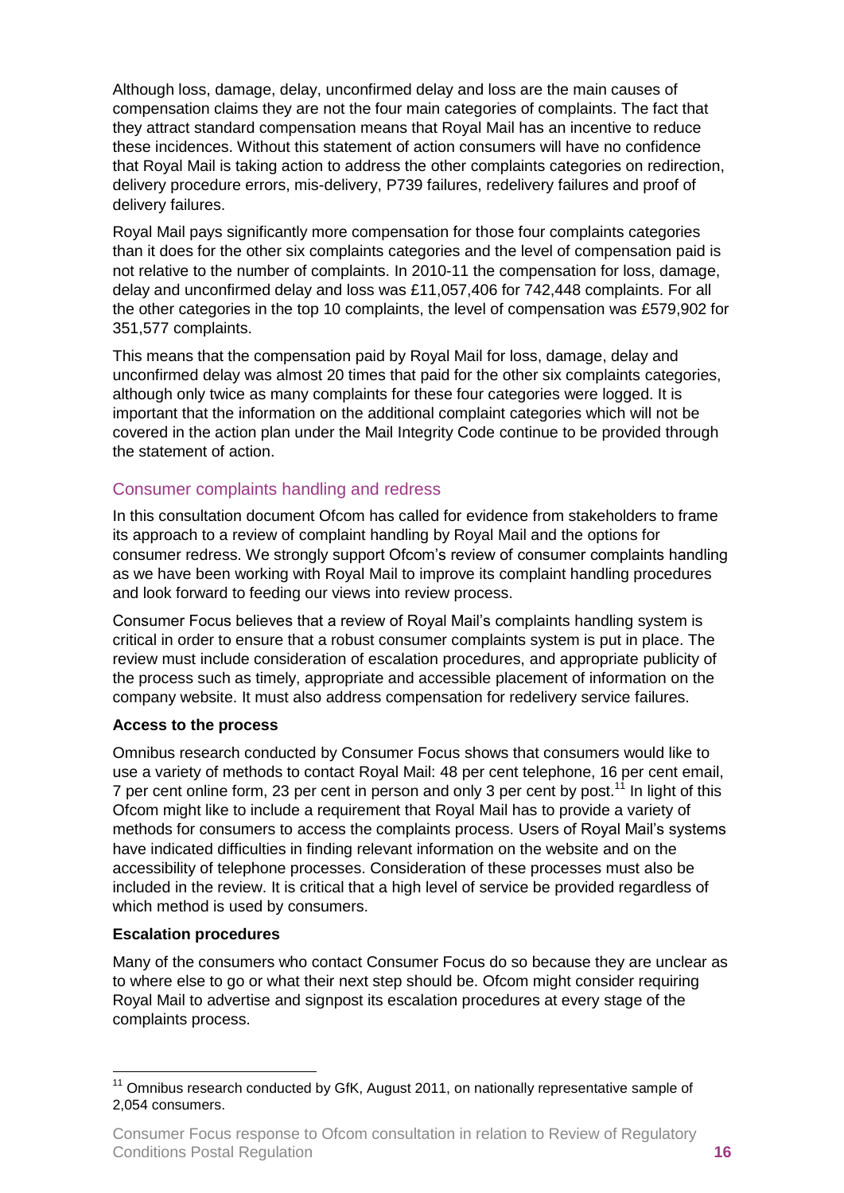Although loss, damage, delay, unconfirmed delay and loss are the main causes of compensation claims they are not the four main categories of complaints. The fact that they attract standard compensation means that Royal Mail has an incentive to reduce these incidences. Without this statement of action consumers will have no confidence that Royal Mail is taking action to address the other complaints categories on redirection, delivery procedure errors, mis-delivery, P739 failures, redelivery failures and proof of delivery failures.

Royal Mail pays significantly more compensation for those four complaints categories than it does for the other six complaints categories and the level of compensation paid is not relative to the number of complaints. In 2010-11 the compensation for loss, damage, delay and unconfirmed delay and loss was £11,057,406 for 742,448 complaints. For all the other categories in the top 10 complaints, the level of compensation was £579,902 for 351,577 complaints.

This means that the compensation paid by Royal Mail for loss, damage, delay and unconfirmed delay was almost 20 times that paid for the other six complaints categories, although only twice as many complaints for these four categories were logged. It is important that the information on the additional complaint categories which will not be covered in the action plan under the Mail Integrity Code continue to be provided through the statement of action.

## Consumer complaints handling and redress

In this consultation document Ofcom has called for evidence from stakeholders to frame its approach to a review of complaint handling by Royal Mail and the options for consumer redress. We strongly support Ofcom's review of consumer complaints handling as we have been working with Royal Mail to improve its complaint handling procedures and look forward to feeding our views into review process.

Consumer Focus believes that a review of Royal Mail's complaints handling system is critical in order to ensure that a robust consumer complaints system is put in place. The review must include consideration of escalation procedures, and appropriate publicity of the process such as timely, appropriate and accessible placement of information on the company website. It must also address compensation for redelivery service failures.

**Access to the process**

Omnibus research conducted by Consumer Focus shows that consumers would like to use a variety of methods to contact Royal Mail: 48 per cent telephone, 16 per cent email, 7 per cent online form, 23 per cent in person and only 3 per cent by post.[11] In light of this Ofcom might like to include a requirement that Royal Mail has to provide a variety of methods for consumers to access the complaints process. Users of Royal Mail's systems have indicated difficulties in finding relevant information on the website and on the accessibility of telephone processes. Consideration of these processes must also be included in the review. It is critical that a high level of service be provided regardless of which method is used by consumers.

**Escalation procedures**

Many of the consumers who contact Consumer Focus do so because they are unclear as to where else to go or what their next step should be. Ofcom might consider requiring Royal Mail to advertise and signpost its escalation procedures at every stage of the complaints process.

[11] Omnibus research conducted by GfK, August 2011, on nationally representative sample of 2,054 consumers.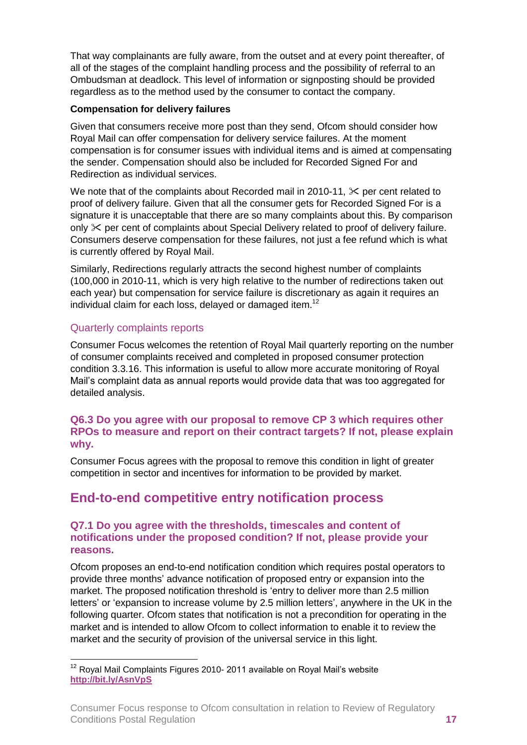That way complainants are fully aware, from the outset and at every point thereafter, of all of the stages of the complaint handling process and the possibility of referral to an Ombudsman at deadlock. This level of information or signposting should be provided regardless as to the method used by the consumer to contact the company.

**Compensation for delivery failures**

Given that consumers receive more post than they send, Ofcom should consider how Royal Mail can offer compensation for delivery service failures. At the moment compensation is for consumer issues with individual items and is aimed at compensating the sender. Compensation should also be included for Recorded Signed For and Redirection as individual services.

We note that of the complaints about Recorded mail in 2010-11, ✂ per cent related to proof of delivery failure. Given that all the consumer gets for Recorded Signed For is a signature it is unacceptable that there are so many complaints about this. By comparison only ✂ per cent of complaints about Special Delivery related to proof of delivery failure. Consumers deserve compensation for these failures, not just a fee refund which is what is currently offered by Royal Mail.

Similarly, Redirections regularly attracts the second highest number of complaints (100,000 in 2010-11, which is very high relative to the number of redirections taken out each year) but compensation for service failure is discretionary as again it requires an individual claim for each loss, delayed or damaged item.[12]

### Quarterly complaints reports

Consumer Focus welcomes the retention of Royal Mail quarterly reporting on the number of consumer complaints received and completed in proposed consumer protection condition 3.3.16. This information is useful to allow more accurate monitoring of Royal Mail's complaint data as annual reports would provide data that was too aggregated for detailed analysis.

### Q6.3 Do you agree with our proposal to remove CP 3 which requires other RPOs to measure and report on their contract targets? If not, please explain why.

Consumer Focus agrees with the proposal to remove this condition in light of greater competition in sector and incentives for information to be provided by market.

## End-to-end competitive entry notification process

### Q7.1 Do you agree with the thresholds, timescales and content of notifications under the proposed condition? If not, please provide your reasons.

Ofcom proposes an end-to-end notification condition which requires postal operators to provide three months' advance notification of proposed entry or expansion into the market. The proposed notification threshold is 'entry to deliver more than 2.5 million letters' or 'expansion to increase volume by 2.5 million letters', anywhere in the UK in the following quarter. Ofcom states that notification is not a precondition for operating in the market and is intended to allow Ofcom to collect information to enable it to review the market and the security of provision of the universal service in this light.

---

[12] Royal Mail Complaints Figures 2010- 2011 available on Royal Mail's website **http://bit.ly/AsnVpS**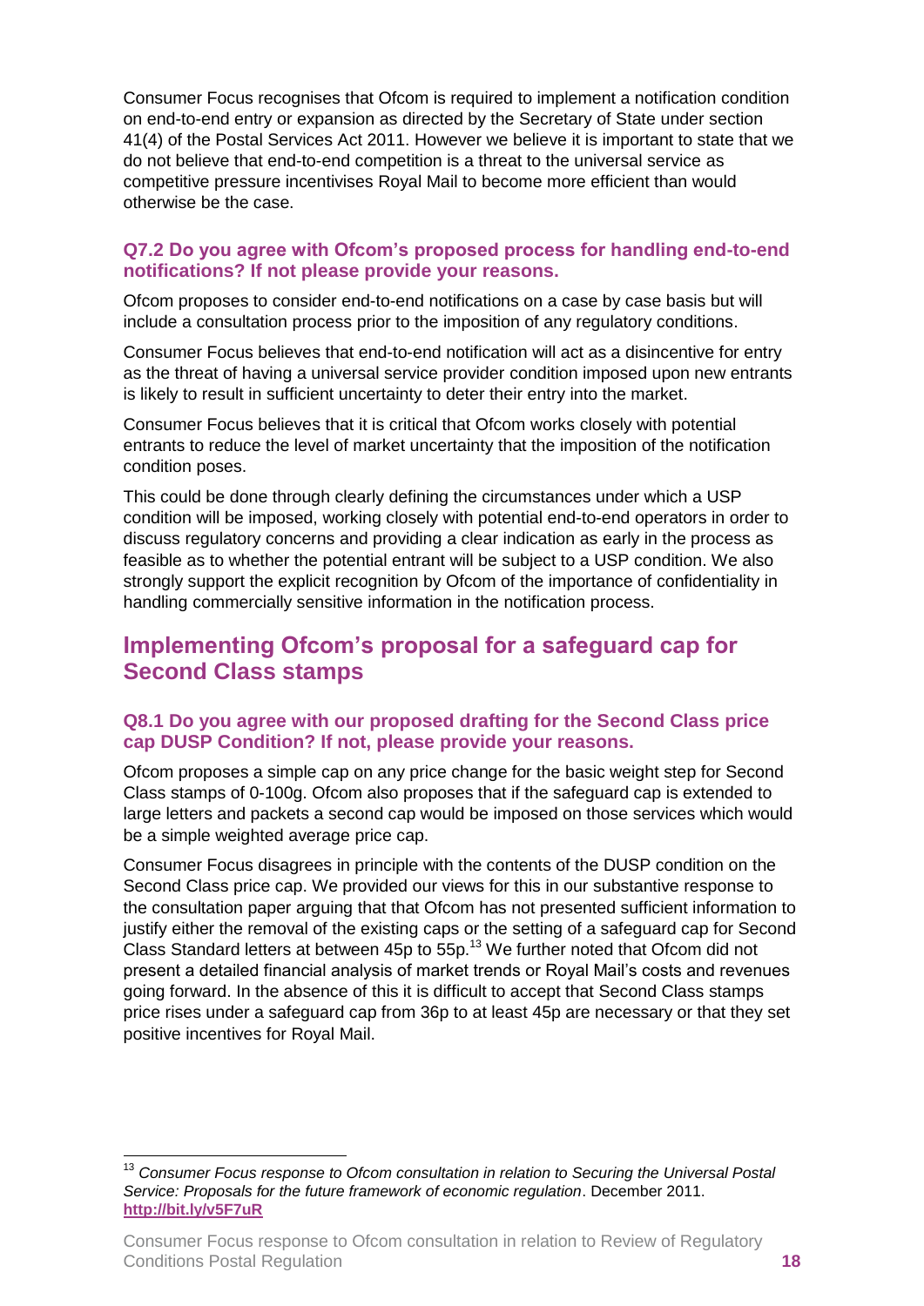Consumer Focus recognises that Ofcom is required to implement a notification condition on end-to-end entry or expansion as directed by the Secretary of State under section 41(4) of the Postal Services Act 2011. However we believe it is important to state that we do not believe that end-to-end competition is a threat to the universal service as competitive pressure incentivises Royal Mail to become more efficient than would otherwise be the case.

### Q7.2 Do you agree with Ofcom's proposed process for handling end-to-end notifications? If not please provide your reasons.

Ofcom proposes to consider end-to-end notifications on a case by case basis but will include a consultation process prior to the imposition of any regulatory conditions.

Consumer Focus believes that end-to-end notification will act as a disincentive for entry as the threat of having a universal service provider condition imposed upon new entrants is likely to result in sufficient uncertainty to deter their entry into the market.

Consumer Focus believes that it is critical that Ofcom works closely with potential entrants to reduce the level of market uncertainty that the imposition of the notification condition poses.

This could be done through clearly defining the circumstances under which a USP condition will be imposed, working closely with potential end-to-end operators in order to discuss regulatory concerns and providing a clear indication as early in the process as feasible as to whether the potential entrant will be subject to a USP condition. We also strongly support the explicit recognition by Ofcom of the importance of confidentiality in handling commercially sensitive information in the notification process.

## Implementing Ofcom's proposal for a safeguard cap for Second Class stamps

### Q8.1 Do you agree with our proposed drafting for the Second Class price cap DUSP Condition? If not, please provide your reasons.

Ofcom proposes a simple cap on any price change for the basic weight step for Second Class stamps of 0-100g. Ofcom also proposes that if the safeguard cap is extended to large letters and packets a second cap would be imposed on those services which would be a simple weighted average price cap.

Consumer Focus disagrees in principle with the contents of the DUSP condition on the Second Class price cap. We provided our views for this in our substantive response to the consultation paper arguing that that Ofcom has not presented sufficient information to justify either the removal of the existing caps or the setting of a safeguard cap for Second Class Standard letters at between 45p to 55p.[13] We further noted that Ofcom did not present a detailed financial analysis of market trends or Royal Mail's costs and revenues going forward. In the absence of this it is difficult to accept that Second Class stamps price rises under a safeguard cap from 36p to at least 45p are necessary or that they set positive incentives for Royal Mail.

---

[13] *Consumer Focus response to Ofcom consultation in relation to Securing the Universal Postal Service: Proposals for the future framework of economic regulation*. December 2011. **http://bit.ly/v5F7uR**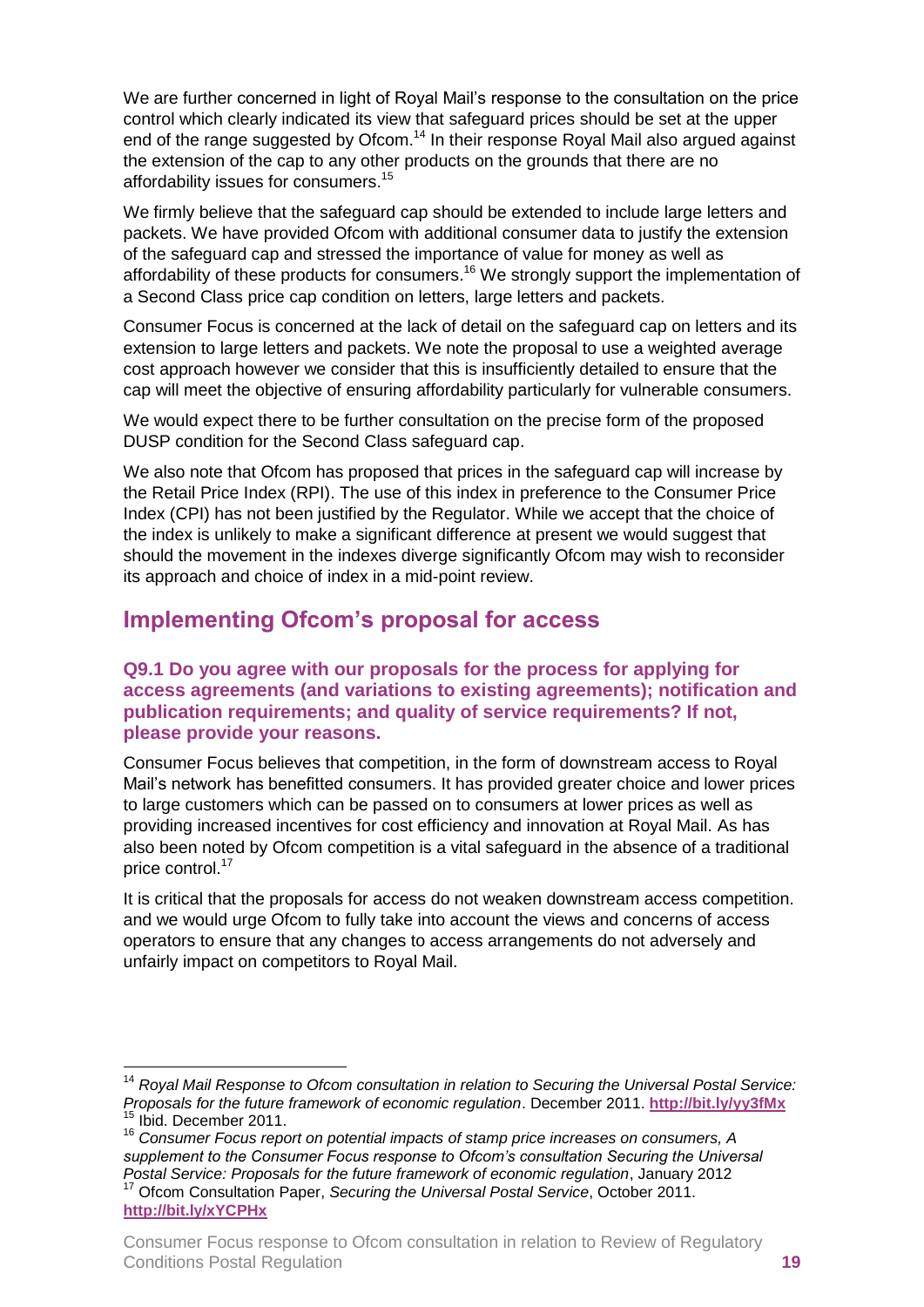We are further concerned in light of Royal Mail's response to the consultation on the price control which clearly indicated its view that safeguard prices should be set at the upper end of the range suggested by Ofcom.[14] In their response Royal Mail also argued against the extension of the cap to any other products on the grounds that there are no affordability issues for consumers.[15]

We firmly believe that the safeguard cap should be extended to include large letters and packets. We have provided Ofcom with additional consumer data to justify the extension of the safeguard cap and stressed the importance of value for money as well as affordability of these products for consumers.[16] We strongly support the implementation of a Second Class price cap condition on letters, large letters and packets.

Consumer Focus is concerned at the lack of detail on the safeguard cap on letters and its extension to large letters and packets. We note the proposal to use a weighted average cost approach however we consider that this is insufficiently detailed to ensure that the cap will meet the objective of ensuring affordability particularly for vulnerable consumers.

We would expect there to be further consultation on the precise form of the proposed DUSP condition for the Second Class safeguard cap.

We also note that Ofcom has proposed that prices in the safeguard cap will increase by the Retail Price Index (RPI). The use of this index in preference to the Consumer Price Index (CPI) has not been justified by the Regulator. While we accept that the choice of the index is unlikely to make a significant difference at present we would suggest that should the movement in the indexes diverge significantly Ofcom may wish to reconsider its approach and choice of index in a mid-point review.

## Implementing Ofcom's proposal for access

### Q9.1 Do you agree with our proposals for the process for applying for access agreements (and variations to existing agreements); notification and publication requirements; and quality of service requirements? If not, please provide your reasons.

Consumer Focus believes that competition, in the form of downstream access to Royal Mail's network has benefitted consumers. It has provided greater choice and lower prices to large customers which can be passed on to consumers at lower prices as well as providing increased incentives for cost efficiency and innovation at Royal Mail. As has also been noted by Ofcom competition is a vital safeguard in the absence of a traditional price control.[17]

It is critical that the proposals for access do not weaken downstream access competition. and we would urge Ofcom to fully take into account the views and concerns of access operators to ensure that any changes to access arrangements do not adversely and unfairly impact on competitors to Royal Mail.

---

[14] *Royal Mail Response to Ofcom consultation in relation to Securing the Universal Postal Service: Proposals for the future framework of economic regulation*. December 2011. **http://bit.ly/yy3fMx**

[15] Ibid. December 2011.

[16] *Consumer Focus report on potential impacts of stamp price increases on consumers, A supplement to the Consumer Focus response to Ofcom's consultation Securing the Universal Postal Service: Proposals for the future framework of economic regulation*, January 2012

[17] Ofcom Consultation Paper, *Securing the Universal Postal Service*, October 2011. **http://bit.ly/xYCPHx**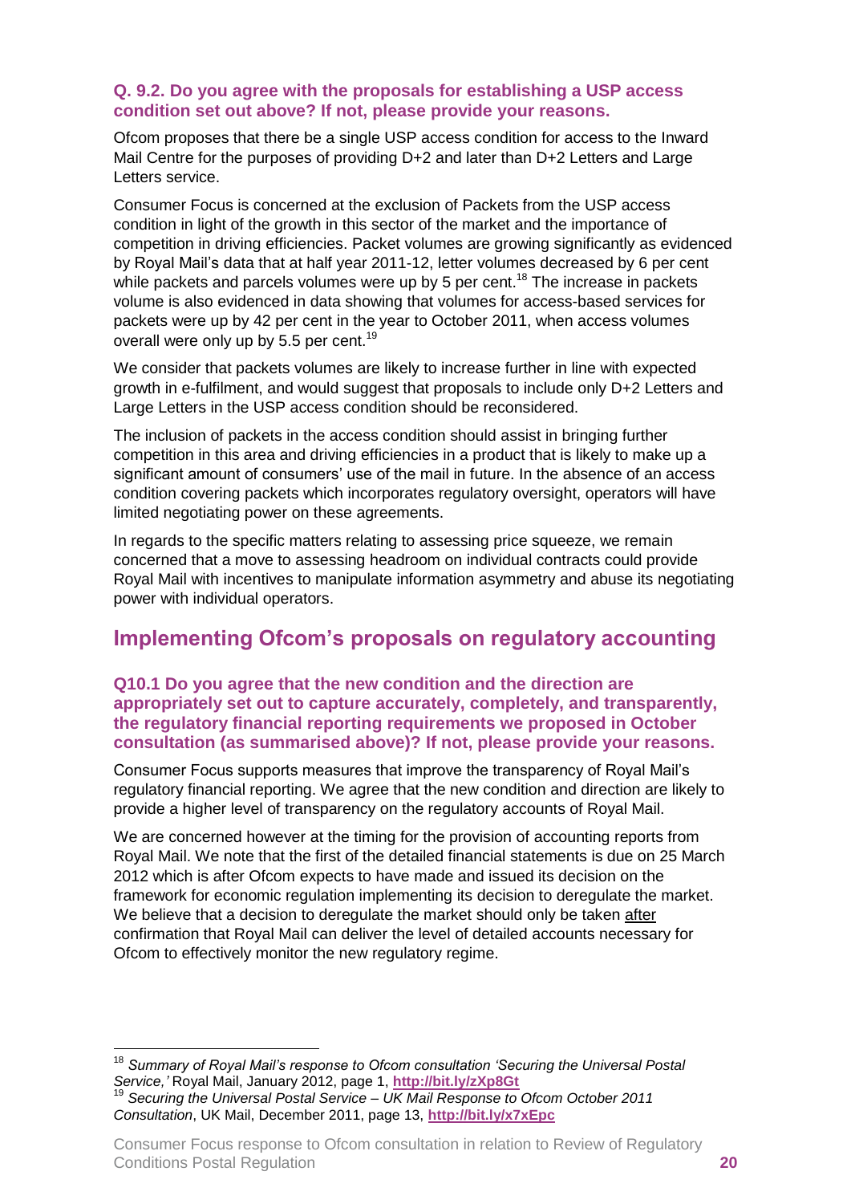### Q. 9.2. Do you agree with the proposals for establishing a USP access condition set out above? If not, please provide your reasons.

Ofcom proposes that there be a single USP access condition for access to the Inward Mail Centre for the purposes of providing D+2 and later than D+2 Letters and Large Letters service.

Consumer Focus is concerned at the exclusion of Packets from the USP access condition in light of the growth in this sector of the market and the importance of competition in driving efficiencies. Packet volumes are growing significantly as evidenced by Royal Mail's data that at half year 2011-12, letter volumes decreased by 6 per cent while packets and parcels volumes were up by 5 per cent.[18] The increase in packets volume is also evidenced in data showing that volumes for access-based services for packets were up by 42 per cent in the year to October 2011, when access volumes overall were only up by 5.5 per cent.[19]

We consider that packets volumes are likely to increase further in line with expected growth in e-fulfilment, and would suggest that proposals to include only D+2 Letters and Large Letters in the USP access condition should be reconsidered.

The inclusion of packets in the access condition should assist in bringing further competition in this area and driving efficiencies in a product that is likely to make up a significant amount of consumers' use of the mail in future. In the absence of an access condition covering packets which incorporates regulatory oversight, operators will have limited negotiating power on these agreements.

In regards to the specific matters relating to assessing price squeeze, we remain concerned that a move to assessing headroom on individual contracts could provide Royal Mail with incentives to manipulate information asymmetry and abuse its negotiating power with individual operators.

## Implementing Ofcom's proposals on regulatory accounting

### Q10.1 Do you agree that the new condition and the direction are appropriately set out to capture accurately, completely, and transparently, the regulatory financial reporting requirements we proposed in October consultation (as summarised above)? If not, please provide your reasons.

Consumer Focus supports measures that improve the transparency of Royal Mail's regulatory financial reporting. We agree that the new condition and direction are likely to provide a higher level of transparency on the regulatory accounts of Royal Mail.

We are concerned however at the timing for the provision of accounting reports from Royal Mail. We note that the first of the detailed financial statements is due on 25 March 2012 which is after Ofcom expects to have made and issued its decision on the framework for economic regulation implementing its decision to deregulate the market. We believe that a decision to deregulate the market should only be taken after confirmation that Royal Mail can deliver the level of detailed accounts necessary for Ofcom to effectively monitor the new regulatory regime.

---

[18] *Summary of Royal Mail's response to Ofcom consultation 'Securing the Universal Postal Service,'* Royal Mail, January 2012, page 1, **http://bit.ly/zXp8Gt**

[19] *Securing the Universal Postal Service – UK Mail Response to Ofcom October 2011 Consultation*, UK Mail, December 2011, page 13, **http://bit.ly/x7xEpc**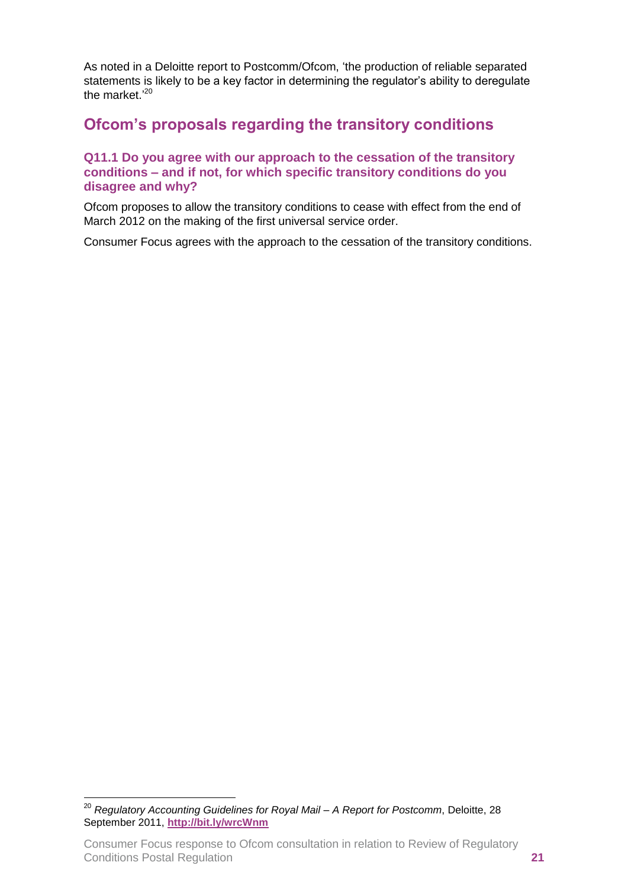As noted in a Deloitte report to Postcomm/Ofcom, 'the production of reliable separated statements is likely to be a key factor in determining the regulator's ability to deregulate the market.'[20]

## Ofcom's proposals regarding the transitory conditions

### Q11.1 Do you agree with our approach to the cessation of the transitory conditions – and if not, for which specific transitory conditions do you disagree and why?

Ofcom proposes to allow the transitory conditions to cease with effect from the end of March 2012 on the making of the first universal service order.

Consumer Focus agrees with the approach to the cessation of the transitory conditions.

[20] *Regulatory Accounting Guidelines for Royal Mail – A Report for Postcomm*, Deloitte, 28 September 2011, **http://bit.ly/wrcWnm**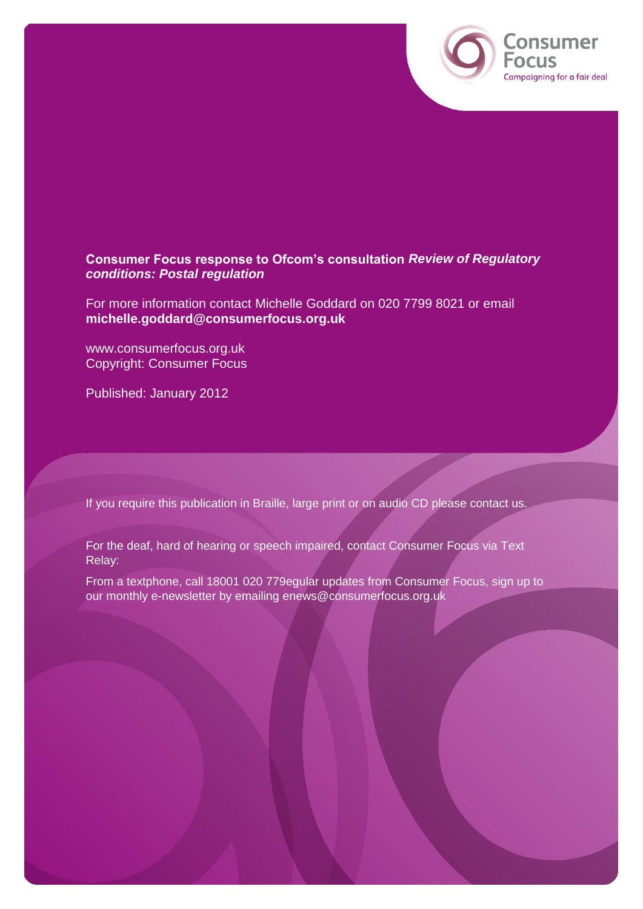**Consumer Focus response to Ofcom's consultation *Review of Regulatory conditions: Postal regulation***

For more information contact Michelle Goddard on 020 7799 8021 or email **michelle.goddard@consumerfocus.org.uk**

www.consumerfocus.org.uk
Copyright: Consumer Focus

Published: January 2012

If you require this publication in Braille, large print or on audio CD please contact us.

For the deaf, hard of hearing or speech impaired, contact Consumer Focus via Text Relay:

From a textphone, call 18001 020 779egular updates from Consumer Focus, sign up to our monthly e-newsletter by emailing enews@consumerfocus.org.uk